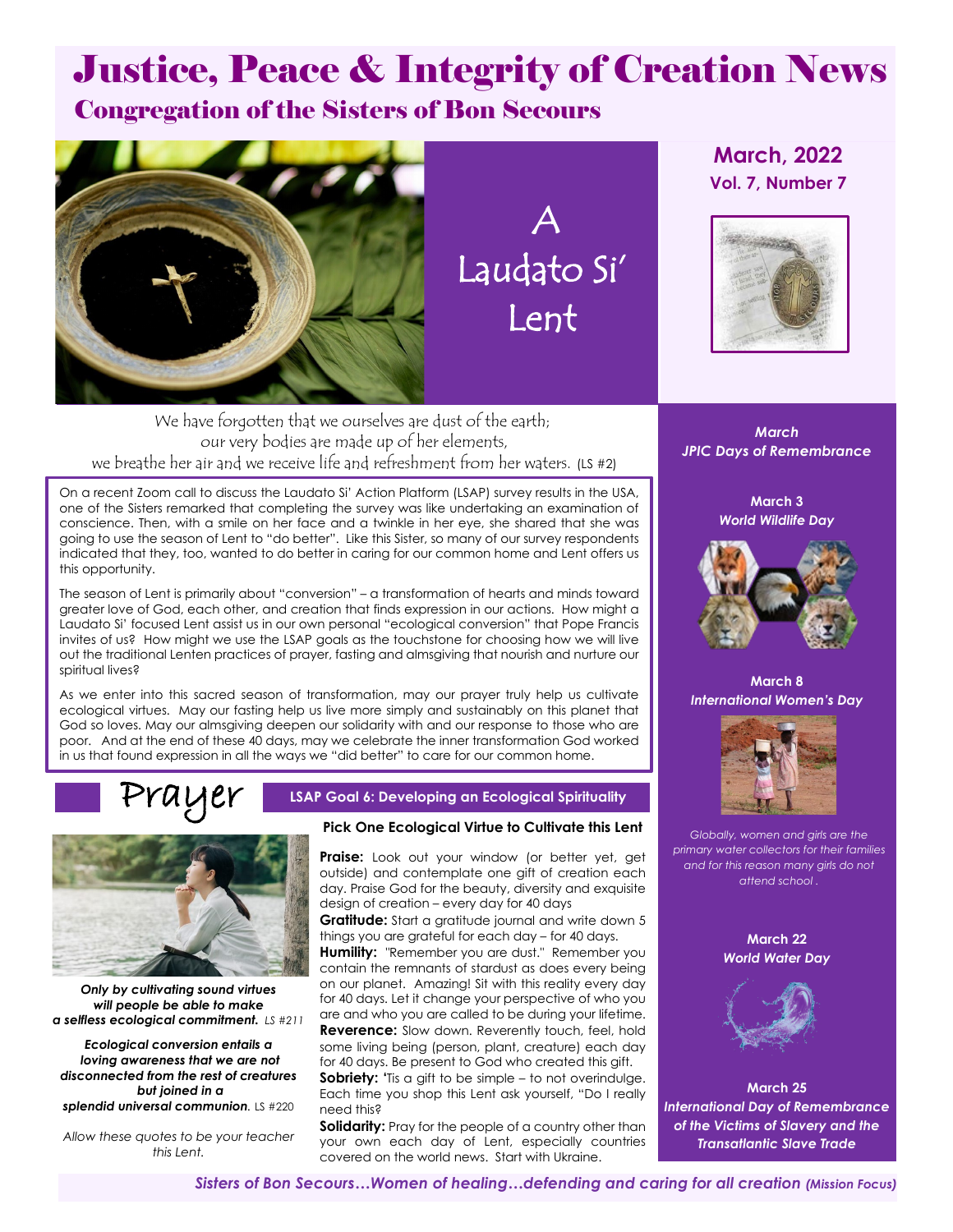# Justice, Peace & Integrity of Creation News

## Congregation of the Sisters of Bon Secours

**March, 2022**
**Vol. 7, Number 7**

# A Laudato Si' Lent

We have forgotten that we ourselves are dust of the earth;
our very bodies are made up of her elements,
we breathe her air and we receive life and refreshment from her waters. (LS #2)

On a recent Zoom call to discuss the Laudato Si' Action Platform (LSAP) survey results in the USA, one of the Sisters remarked that completing the survey was like undertaking an examination of conscience. Then, with a smile on her face and a twinkle in her eye, she shared that she was going to use the season of Lent to "do better". Like this Sister, so many of our survey respondents indicated that they, too, wanted to do better in caring for our common home and Lent offers us this opportunity.

The season of Lent is primarily about "conversion" – a transformation of hearts and minds toward greater love of God, each other, and creation that finds expression in our actions. How might a Laudato Si' focused Lent assist us in our own personal "ecological conversion" that Pope Francis invites of us? How might we use the LSAP goals as the touchstone for choosing how we will live out the traditional Lenten practices of prayer, fasting and almsgiving that nourish and nurture our spiritual lives?

As we enter into this sacred season of transformation, may our prayer truly help us cultivate ecological virtues. May our fasting help us live more simply and sustainably on this planet that God so loves. May our almsgiving deepen our solidarity with and our response to those who are poor. And at the end of these 40 days, may we celebrate the inner transformation God worked in us that found expression in all the ways we "did better" to care for our common home.

## Prayer

### LSAP Goal 6: Developing an Ecological Spirituality

***Only by cultivating sound virtues will people be able to make a selfless ecological commitment.*** *LS #211*

***Ecological conversion entails a loving awareness that we are not disconnected from the rest of creatures but joined in a splendid universal communion.*** LS #220

*Allow these quotes to be your teacher this Lent.*

**Pick One Ecological Virtue to Cultivate this Lent**

**Praise:** Look out your window (or better yet, get outside) and contemplate one gift of creation each day. Praise God for the beauty, diversity and exquisite design of creation – every day for 40 days

**Gratitude:** Start a gratitude journal and write down 5 things you are grateful for each day – for 40 days.

**Humility:** "Remember you are dust." Remember you contain the remnants of stardust as does every being on our planet. Amazing! Sit with this reality every day for 40 days. Let it change your perspective of who you are and who you are called to be during your lifetime.

**Reverence:** Slow down. Reverently touch, feel, hold some living being (person, plant, creature) each day for 40 days. Be present to God who created this gift.

**Sobriety:** 'Tis a gift to be simple – to not overindulge. Each time you shop this Lent ask yourself, "Do I really need this?

**Solidarity:** Pray for the people of a country other than your own each day of Lent, especially countries covered on the world news. Start with Ukraine.

***March JPIC Days of Remembrance***

**March 3**
***World Wildlife Day***

**March 8**
***International Women's Day***

*Globally, women and girls are the primary water collectors for their families and for this reason many girls do not attend school .*

**March 22**
***World Water Day***

**March 25**
***International Day of Remembrance of the Victims of Slavery and the Transatlantic Slave Trade***

***Sisters of Bon Secours…Women of healing…defending and caring for all creation** (Mission Focus)*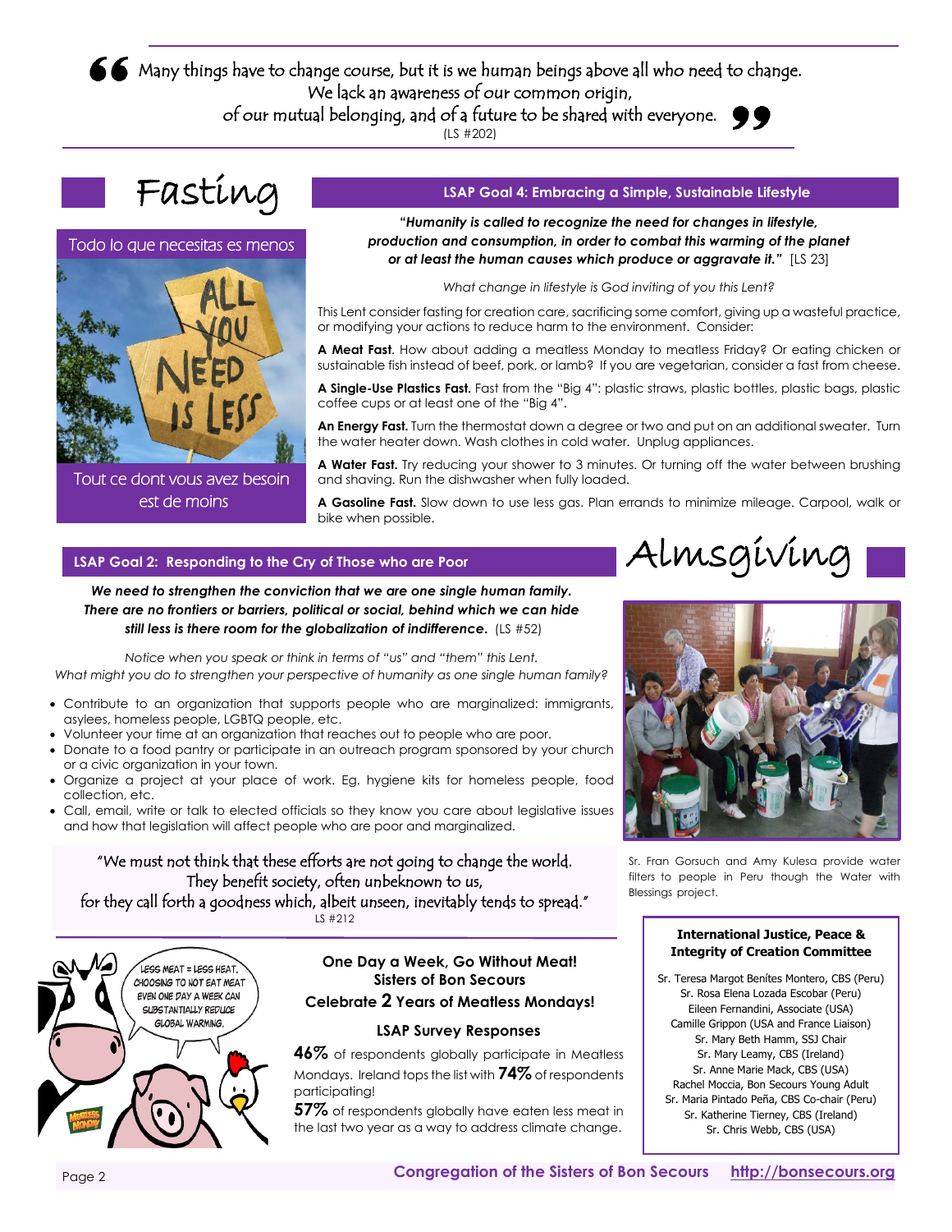> Many things have to change course, but it is we human beings above all who need to change. We lack an awareness of our common origin, of our mutual belonging, and of a future to be shared with everyone.
> (LS #202)

# Fasting

Todo lo que necesitas es menos

Tout ce dont vous avez besoin est de moins

## LSAP Goal 4: Embracing a Simple, Sustainable Lifestyle

***"Humanity is called to recognize the need for changes in lifestyle, production and consumption, in order to combat this warming of the planet or at least the human causes which produce or aggravate it."*** [LS 23]

*What change in lifestyle is God inviting of you this Lent?*

This Lent consider fasting for creation care, sacrificing some comfort, giving up a wasteful practice, or modifying your actions to reduce harm to the environment. Consider:

**A Meat Fast**. How about adding a meatless Monday to meatless Friday? Or eating chicken or sustainable fish instead of beef, pork, or lamb? If you are vegetarian, consider a fast from cheese.

**A Single-Use Plastics Fast.** Fast from the "Big 4": plastic straws, plastic bottles, plastic bags, plastic coffee cups or at least one of the "Big 4".

**An Energy Fast.** Turn the thermostat down a degree or two and put on an additional sweater. Turn the water heater down. Wash clothes in cold water. Unplug appliances.

**A Water Fast.** Try reducing your shower to 3 minutes. Or turning off the water between brushing and shaving. Run the dishwasher when fully loaded.

**A Gasoline Fast.** Slow down to use less gas. Plan errands to minimize mileage. Carpool, walk or bike when possible.

# Almsgiving

## LSAP Goal 2: Responding to the Cry of Those who are Poor

***We need to strengthen the conviction that we are one single human family. There are no frontiers or barriers, political or social, behind which we can hide still less is there room for the globalization of indifference.*** (LS #52)

*Notice when you speak or think in terms of "us" and "them" this Lent.*
*What might you do to strengthen your perspective of humanity as one single human family?*

- Contribute to an organization that supports people who are marginalized: immigrants, asylees, homeless people, LGBTQ people, etc.
- Volunteer your time at an organization that reaches out to people who are poor.
- Donate to a food pantry or participate in an outreach program sponsored by your church or a civic organization in your town.
- Organize a project at your place of work. Eg. hygiene kits for homeless people, food collection, etc.
- Call, email, write or talk to elected officials so they know you care about legislative issues and how that legislation will affect people who are poor and marginalized.

Sr. Fran Gorsuch and Amy Kulesa provide water filters to people in Peru though the Water with Blessings project.

> "We must not think that these efforts are not going to change the world. They benefit society, often unbeknown to us, for they call forth a goodness which, albeit unseen, inevitably tends to spread."
> LS #212

LESS MEAT = LESS HEAT. CHOOSING TO NOT EAT MEAT EVEN ONE DAY A WEEK CAN SUBSTANTIALLY REDUCE GLOBAL WARMING.

### One Day a Week, Go Without Meat!
### Sisters of Bon Secours
### Celebrate 2 Years of Meatless Mondays!

### LSAP Survey Responses

**46%** of respondents globally participate in Meatless Mondays. Ireland tops the list with **74%** of respondents participating!

**57%** of respondents globally have eaten less meat in the last two year as a way to address climate change.

### International Justice, Peace & Integrity of Creation Committee

Sr. Teresa Margot Benítes Montero, CBS (Peru)
Sr. Rosa Elena Lozada Escobar (Peru)
Eileen Fernandini, Associate (USA)
Camille Grippon (USA and France Liaison)
Sr. Mary Beth Hamm, SSJ Chair
Sr. Mary Leamy, CBS (Ireland)
Sr. Anne Marie Mack, CBS (USA)
Rachel Moccia, Bon Secours Young Adult
Sr. Maria Pintado Peña, CBS Co-chair (Peru)
Sr. Katherine Tierney, CBS (Ireland)
Sr. Chris Webb, CBS (USA)

Congregation of the Sisters of Bon Secours http://bonsecours.org